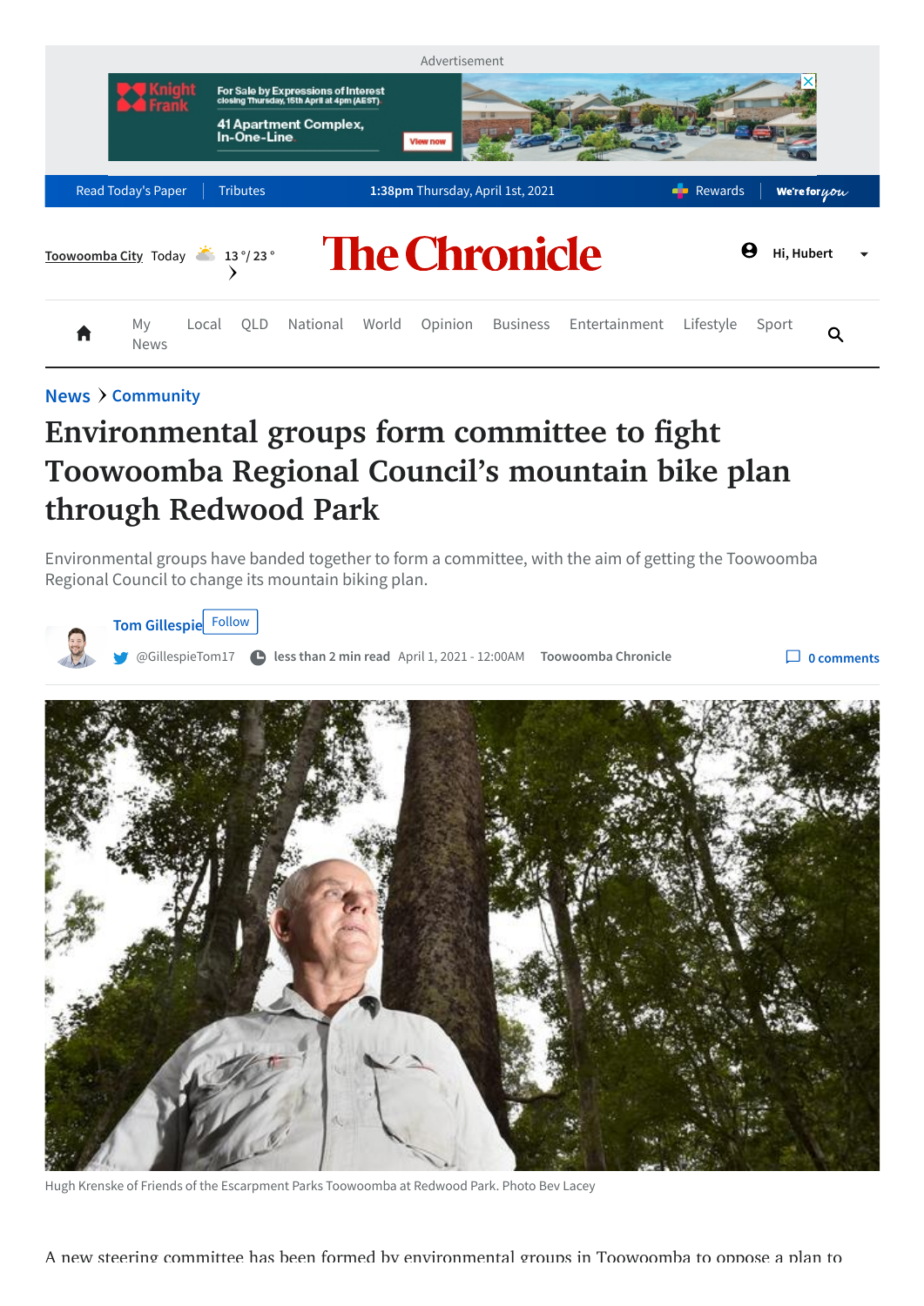News > Community

# Environmental groups form committee to fight Toowoomba Regional Council's mountain bike plan through Redwood Park

Environmental groups have banded together to form a committee, with the aim of getting the Toowoomba Regional Council to change its mountain biking plan.

Tom Gillespie

@GillespieTom17 less than 2 min read April 1, 2021 - 12:00AM Toowoomba Chronicle

Hugh Krenske of Friends of the Escarpment Parks Toowoomba at Redwood Park. Photo Bev Lacey

A new steering committee has been formed by environmental groups in Toowoomba to oppose a plan to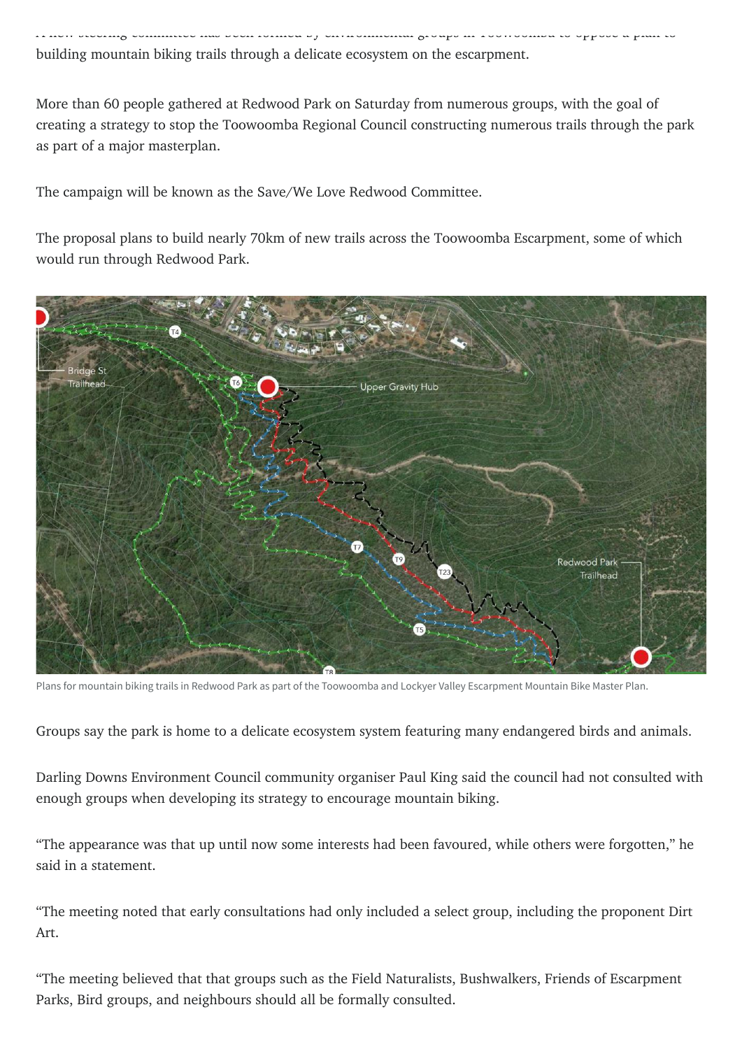A new steering committee has been formed by environmental groups in Toowoomba to oppose a plan to building mountain biking trails through a delicate ecosystem on the escarpment.

More than 60 people gathered at Redwood Park on Saturday from numerous groups, with the goal of creating a strategy to stop the Toowoomba Regional Council constructing numerous trails through the park as part of a major masterplan.

The campaign will be known as the Save/We Love Redwood Committee.

The proposal plans to build nearly 70km of new trails across the Toowoomba Escarpment, some of which would run through Redwood Park.

Plans for mountain biking trails in Redwood Park as part of the Toowoomba and Lockyer Valley Escarpment Mountain Bike Master Plan.

Groups say the park is home to a delicate ecosystem system featuring many endangered birds and animals.

Darling Downs Environment Council community organiser Paul King said the council had not consulted with enough groups when developing its strategy to encourage mountain biking.

"The appearance was that up until now some interests had been favoured, while others were forgotten," he said in a statement.

"The meeting noted that early consultations had only included a select group, including the proponent Dirt Art.

"The meeting believed that that groups such as the Field Naturalists, Bushwalkers, Friends of Escarpment Parks, Bird groups, and neighbours should all be formally consulted.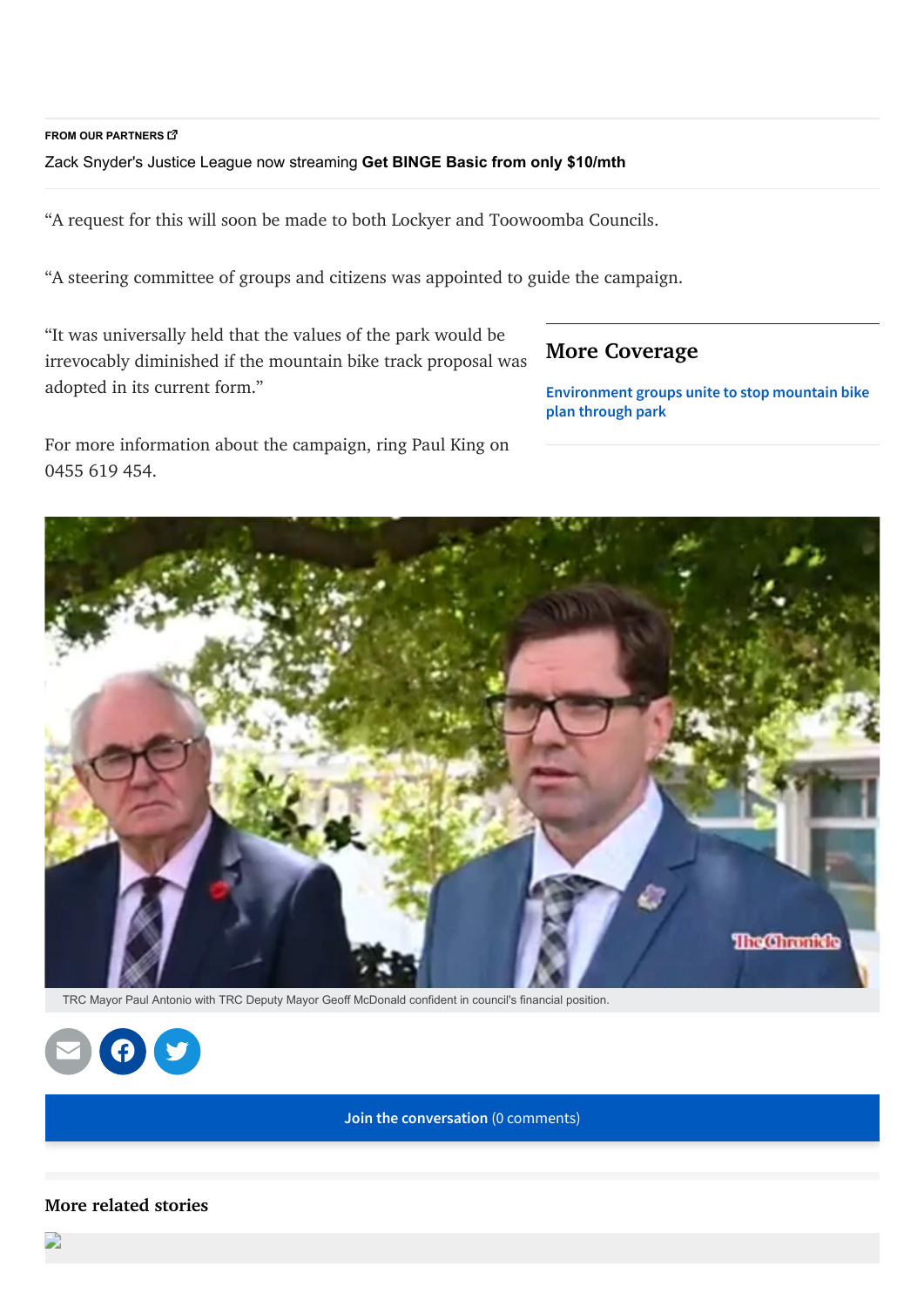FROM OUR PARTNERS

Zack Snyder's Justice League now streaming **Get BINGE Basic from only $10/mth**

"A request for this will soon be made to both Lockyer and Toowoomba Councils.

"A steering committee of groups and citizens was appointed to guide the campaign.

"It was universally held that the values of the park would be irrevocably diminished if the mountain bike track proposal was adopted in its current form."

For more information about the campaign, ring Paul King on 0455 619 454.

## More Coverage

Environment groups unite to stop mountain bike plan through park

TRC Mayor Paul Antonio with TRC Deputy Mayor Geoff McDonald confident in council's financial position.

**Join the conversation** (0 comments)

## More related stories